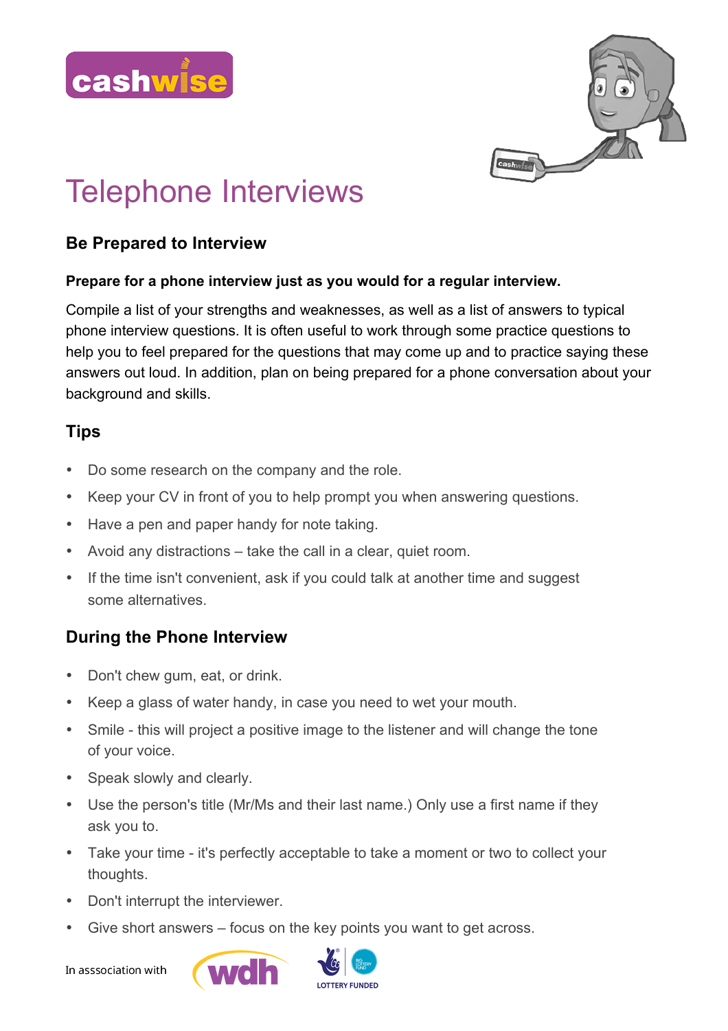cashwise

# Telephone Interviews

## Be Prepared to Interview

**Prepare for a phone interview just as you would for a regular interview.**

Compile a list of your strengths and weaknesses, as well as a list of answers to typical phone interview questions. It is often useful to work through some practice questions to help you to feel prepared for the questions that may come up and to practice saying these answers out loud. In addition, plan on being prepared for a phone conversation about your background and skills.

## Tips

- Do some research on the company and the role.
- Keep your CV in front of you to help prompt you when answering questions.
- Have a pen and paper handy for note taking.
- Avoid any distractions – take the call in a clear, quiet room.
- If the time isn't convenient, ask if you could talk at another time and suggest some alternatives.

## During the Phone Interview

- Don't chew gum, eat, or drink.
- Keep a glass of water handy, in case you need to wet your mouth.
- Smile - this will project a positive image to the listener and will change the tone of your voice.
- Speak slowly and clearly.
- Use the person's title (Mr/Ms and their last name.) Only use a first name if they ask you to.
- Take your time - it's perfectly acceptable to take a moment or two to collect your thoughts.
- Don't interrupt the interviewer.
- Give short answers – focus on the key points you want to get across.

In asssociation with wdh LOTTERY FUNDED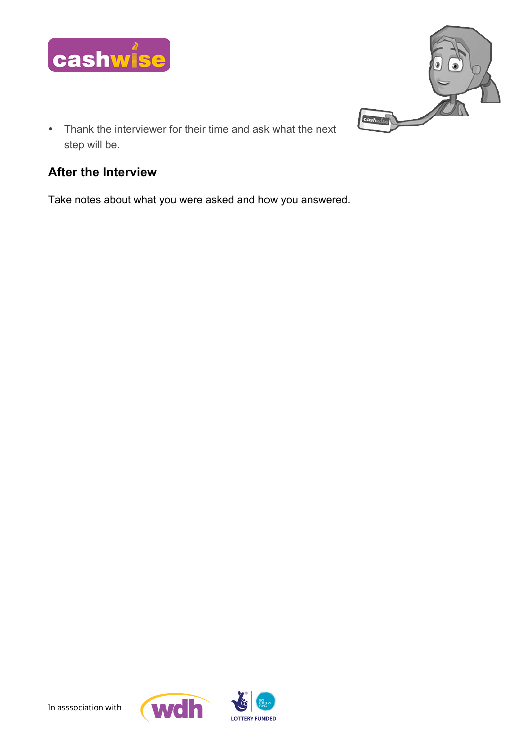- Thank the interviewer for their time and ask what the next step will be.

## After the Interview

Take notes about what you were asked and how you answered.